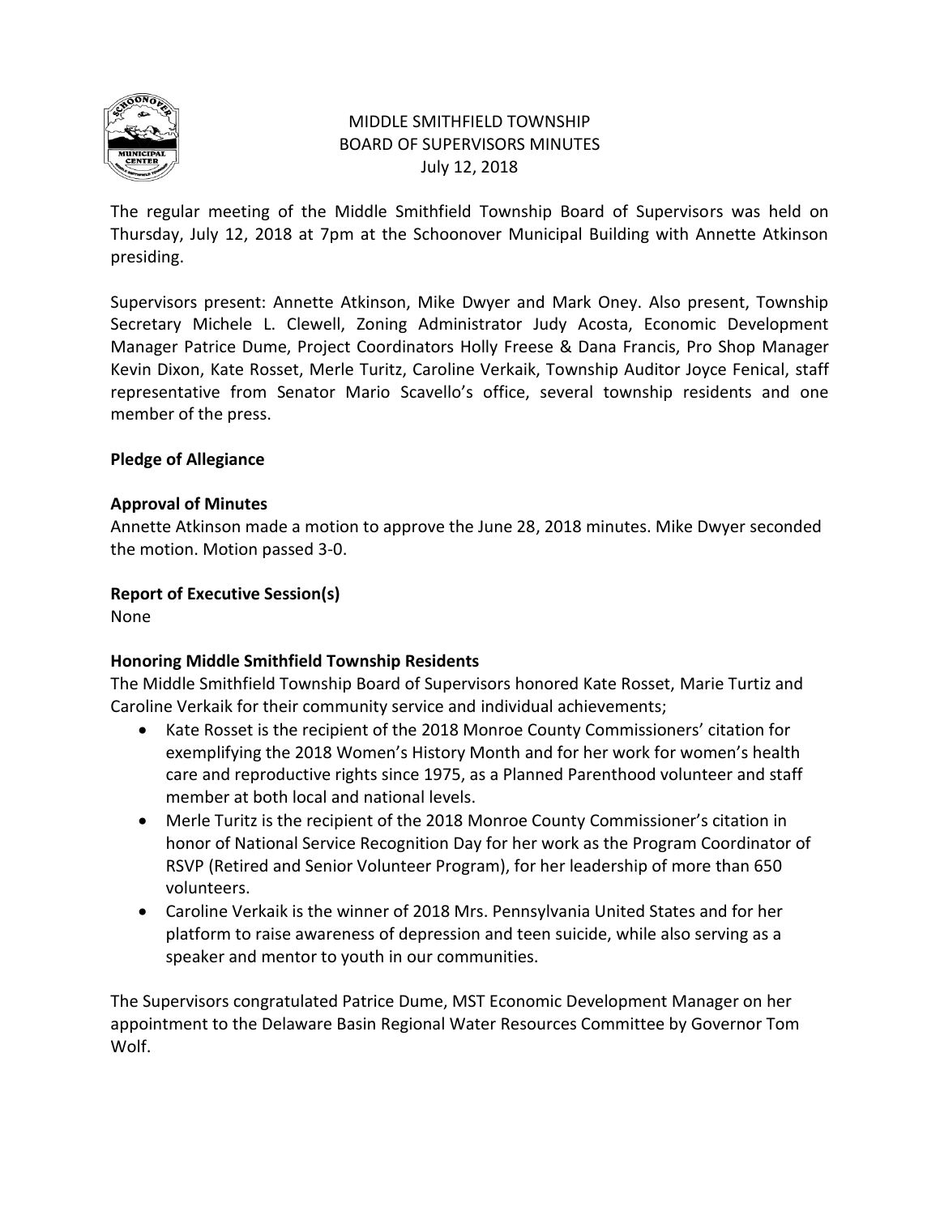# MIDDLE SMITHFIELD TOWNSHIP
## BOARD OF SUPERVISORS MINUTES
### July 12, 2018

The regular meeting of the Middle Smithfield Township Board of Supervisors was held on Thursday, July 12, 2018 at 7pm at the Schoonover Municipal Building with Annette Atkinson presiding.

Supervisors present: Annette Atkinson, Mike Dwyer and Mark Oney. Also present, Township Secretary Michele L. Clewell, Zoning Administrator Judy Acosta, Economic Development Manager Patrice Dume, Project Coordinators Holly Freese & Dana Francis, Pro Shop Manager Kevin Dixon, Kate Rosset, Merle Turitz, Caroline Verkaik, Township Auditor Joyce Fenical, staff representative from Senator Mario Scavello's office, several township residents and one member of the press.

**Pledge of Allegiance**

**Approval of Minutes**

Annette Atkinson made a motion to approve the June 28, 2018 minutes. Mike Dwyer seconded the motion. Motion passed 3-0.

**Report of Executive Session(s)**

None

**Honoring Middle Smithfield Township Residents**

The Middle Smithfield Township Board of Supervisors honored Kate Rosset, Marie Turtiz and Caroline Verkaik for their community service and individual achievements;

- Kate Rosset is the recipient of the 2018 Monroe County Commissioners' citation for exemplifying the 2018 Women's History Month and for her work for women's health care and reproductive rights since 1975, as a Planned Parenthood volunteer and staff member at both local and national levels.
- Merle Turitz is the recipient of the 2018 Monroe County Commissioner's citation in honor of National Service Recognition Day for her work as the Program Coordinator of RSVP (Retired and Senior Volunteer Program), for her leadership of more than 650 volunteers.
- Caroline Verkaik is the winner of 2018 Mrs. Pennsylvania United States and for her platform to raise awareness of depression and teen suicide, while also serving as a speaker and mentor to youth in our communities.

The Supervisors congratulated Patrice Dume, MST Economic Development Manager on her appointment to the Delaware Basin Regional Water Resources Committee by Governor Tom Wolf.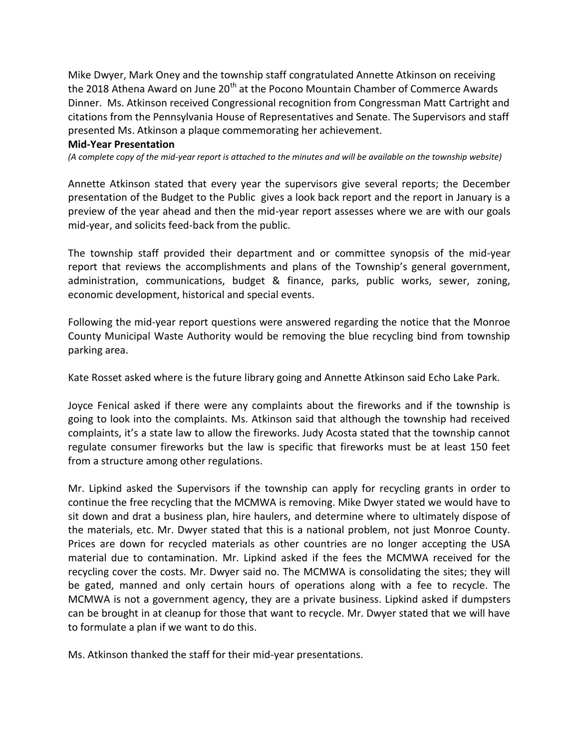Mike Dwyer, Mark Oney and the township staff congratulated Annette Atkinson on receiving the 2018 Athena Award on June 20th at the Pocono Mountain Chamber of Commerce Awards Dinner. Ms. Atkinson received Congressional recognition from Congressman Matt Cartright and citations from the Pennsylvania House of Representatives and Senate. The Supervisors and staff presented Ms. Atkinson a plaque commemorating her achievement.

**Mid-Year Presentation**

*(A complete copy of the mid-year report is attached to the minutes and will be available on the township website)*

Annette Atkinson stated that every year the supervisors give several reports; the December presentation of the Budget to the Public gives a look back report and the report in January is a preview of the year ahead and then the mid-year report assesses where we are with our goals mid-year, and solicits feed-back from the public.

The township staff provided their department and or committee synopsis of the mid-year report that reviews the accomplishments and plans of the Township's general government, administration, communications, budget & finance, parks, public works, sewer, zoning, economic development, historical and special events.

Following the mid-year report questions were answered regarding the notice that the Monroe County Municipal Waste Authority would be removing the blue recycling bind from township parking area.

Kate Rosset asked where is the future library going and Annette Atkinson said Echo Lake Park.

Joyce Fenical asked if there were any complaints about the fireworks and if the township is going to look into the complaints. Ms. Atkinson said that although the township had received complaints, it's a state law to allow the fireworks. Judy Acosta stated that the township cannot regulate consumer fireworks but the law is specific that fireworks must be at least 150 feet from a structure among other regulations.

Mr. Lipkind asked the Supervisors if the township can apply for recycling grants in order to continue the free recycling that the MCMWA is removing. Mike Dwyer stated we would have to sit down and drat a business plan, hire haulers, and determine where to ultimately dispose of the materials, etc. Mr. Dwyer stated that this is a national problem, not just Monroe County. Prices are down for recycled materials as other countries are no longer accepting the USA material due to contamination. Mr. Lipkind asked if the fees the MCMWA received for the recycling cover the costs. Mr. Dwyer said no. The MCMWA is consolidating the sites; they will be gated, manned and only certain hours of operations along with a fee to recycle. The MCMWA is not a government agency, they are a private business. Lipkind asked if dumpsters can be brought in at cleanup for those that want to recycle. Mr. Dwyer stated that we will have to formulate a plan if we want to do this.

Ms. Atkinson thanked the staff for their mid-year presentations.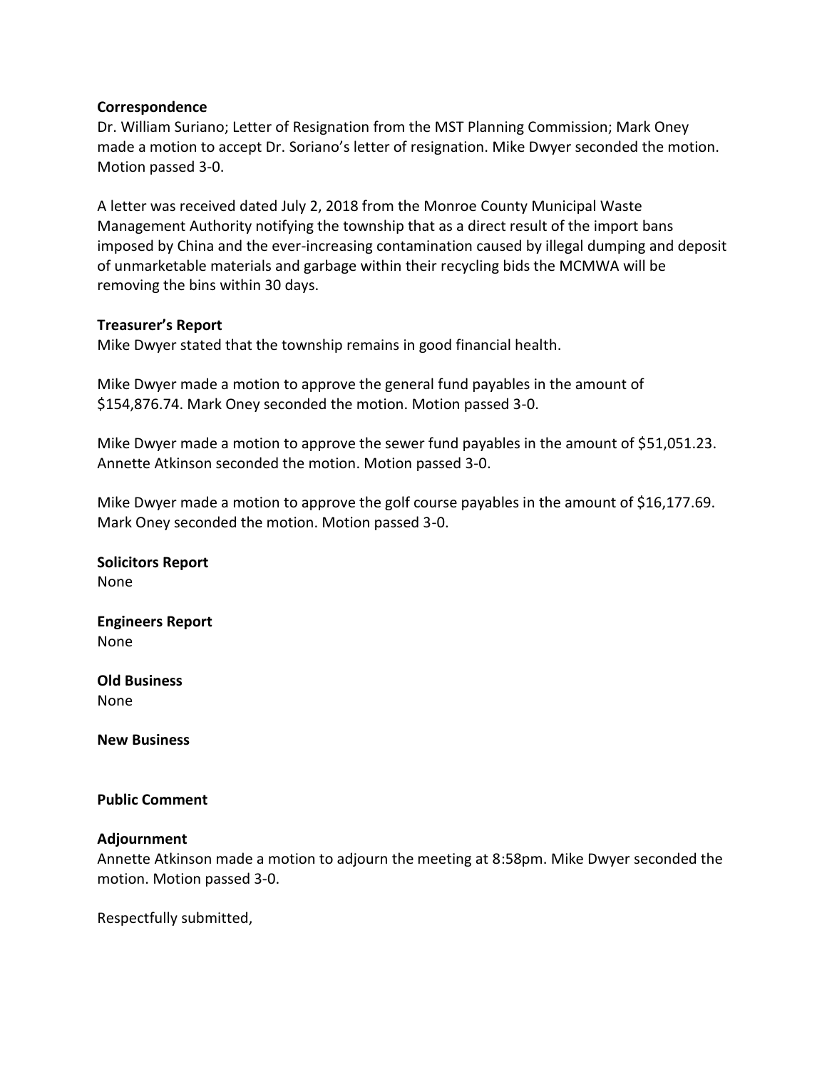**Correspondence**

Dr. William Suriano; Letter of Resignation from the MST Planning Commission; Mark Oney made a motion to accept Dr. Soriano's letter of resignation. Mike Dwyer seconded the motion. Motion passed 3-0.

A letter was received dated July 2, 2018 from the Monroe County Municipal Waste Management Authority notifying the township that as a direct result of the import bans imposed by China and the ever-increasing contamination caused by illegal dumping and deposit of unmarketable materials and garbage within their recycling bids the MCMWA will be removing the bins within 30 days.

**Treasurer's Report**

Mike Dwyer stated that the township remains in good financial health.

Mike Dwyer made a motion to approve the general fund payables in the amount of $154,876.74. Mark Oney seconded the motion. Motion passed 3-0.

Mike Dwyer made a motion to approve the sewer fund payables in the amount of $51,051.23. Annette Atkinson seconded the motion. Motion passed 3-0.

Mike Dwyer made a motion to approve the golf course payables in the amount of $16,177.69. Mark Oney seconded the motion. Motion passed 3-0.

**Solicitors Report**

None

**Engineers Report**

None

**Old Business**

None

**New Business**

**Public Comment**

**Adjournment**

Annette Atkinson made a motion to adjourn the meeting at 8:58pm. Mike Dwyer seconded the motion. Motion passed 3-0.

Respectfully submitted,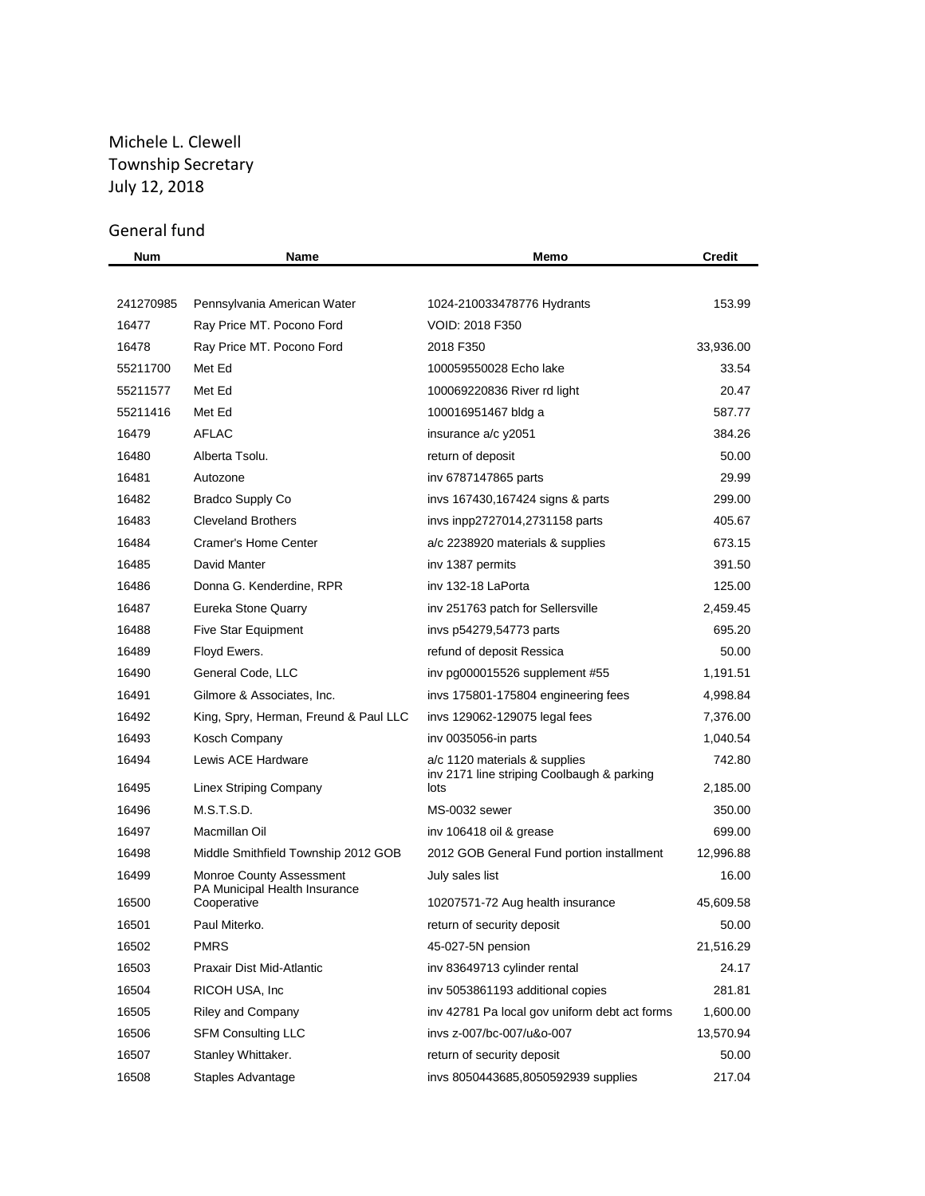Michele L. Clewell
Township Secretary
July 12, 2018

## General fund

| Num | Name | Memo | Credit |
|---|---|---|---|
| 241270985 | Pennsylvania American Water | 1024-210033478776 Hydrants | 153.99 |
| 16477 | Ray Price MT. Pocono Ford | VOID: 2018 F350 | |
| 16478 | Ray Price MT. Pocono Ford | 2018 F350 | 33,936.00 |
| 55211700 | Met Ed | 100059550028 Echo lake | 33.54 |
| 55211577 | Met Ed | 100069220836 River rd light | 20.47 |
| 55211416 | Met Ed | 100016951467 bldg a | 587.77 |
| 16479 | AFLAC | insurance a/c y2051 | 384.26 |
| 16480 | Alberta Tsolu. | return of deposit | 50.00 |
| 16481 | Autozone | inv 6787147865 parts | 29.99 |
| 16482 | Bradco Supply Co | invs 167430,167424 signs & parts | 299.00 |
| 16483 | Cleveland Brothers | invs inpp2727014,2731158 parts | 405.67 |
| 16484 | Cramer's Home Center | a/c 2238920 materials & supplies | 673.15 |
| 16485 | David Manter | inv 1387 permits | 391.50 |
| 16486 | Donna G. Kenderdine, RPR | inv 132-18 LaPorta | 125.00 |
| 16487 | Eureka Stone Quarry | inv 251763 patch for Sellersville | 2,459.45 |
| 16488 | Five Star Equipment | invs p54279,54773 parts | 695.20 |
| 16489 | Floyd Ewers. | refund of deposit Ressica | 50.00 |
| 16490 | General Code, LLC | inv pg000015526 supplement #55 | 1,191.51 |
| 16491 | Gilmore & Associates, Inc. | invs 175801-175804 engineering fees | 4,998.84 |
| 16492 | King, Spry, Herman, Freund & Paul LLC | invs 129062-129075 legal fees | 7,376.00 |
| 16493 | Kosch Company | inv 0035056-in parts | 1,040.54 |
| 16494 | Lewis ACE Hardware | a/c 1120 materials & supplies | 742.80 |
| 16495 | Linex Striping Company | inv 2171 line striping Coolbaugh & parking lots | 2,185.00 |
| 16496 | M.S.T.S.D. | MS-0032 sewer | 350.00 |
| 16497 | Macmillan Oil | inv 106418 oil & grease | 699.00 |
| 16498 | Middle Smithfield Township 2012 GOB | 2012 GOB General Fund portion installment | 12,996.88 |
| 16499 | Monroe County Assessment | July sales list | 16.00 |
| 16500 | PA Municipal Health Insurance Cooperative | 10207571-72 Aug health insurance | 45,609.58 |
| 16501 | Paul Miterko. | return of security deposit | 50.00 |
| 16502 | PMRS | 45-027-5N pension | 21,516.29 |
| 16503 | Praxair Dist Mid-Atlantic | inv 83649713 cylinder rental | 24.17 |
| 16504 | RICOH USA, Inc | inv 5053861193 additional copies | 281.81 |
| 16505 | Riley and Company | inv 42781 Pa local gov uniform debt act forms | 1,600.00 |
| 16506 | SFM Consulting LLC | invs z-007/bc-007/u&o-007 | 13,570.94 |
| 16507 | Stanley Whittaker. | return of security deposit | 50.00 |
| 16508 | Staples Advantage | invs 8050443685,8050592939 supplies | 217.04 |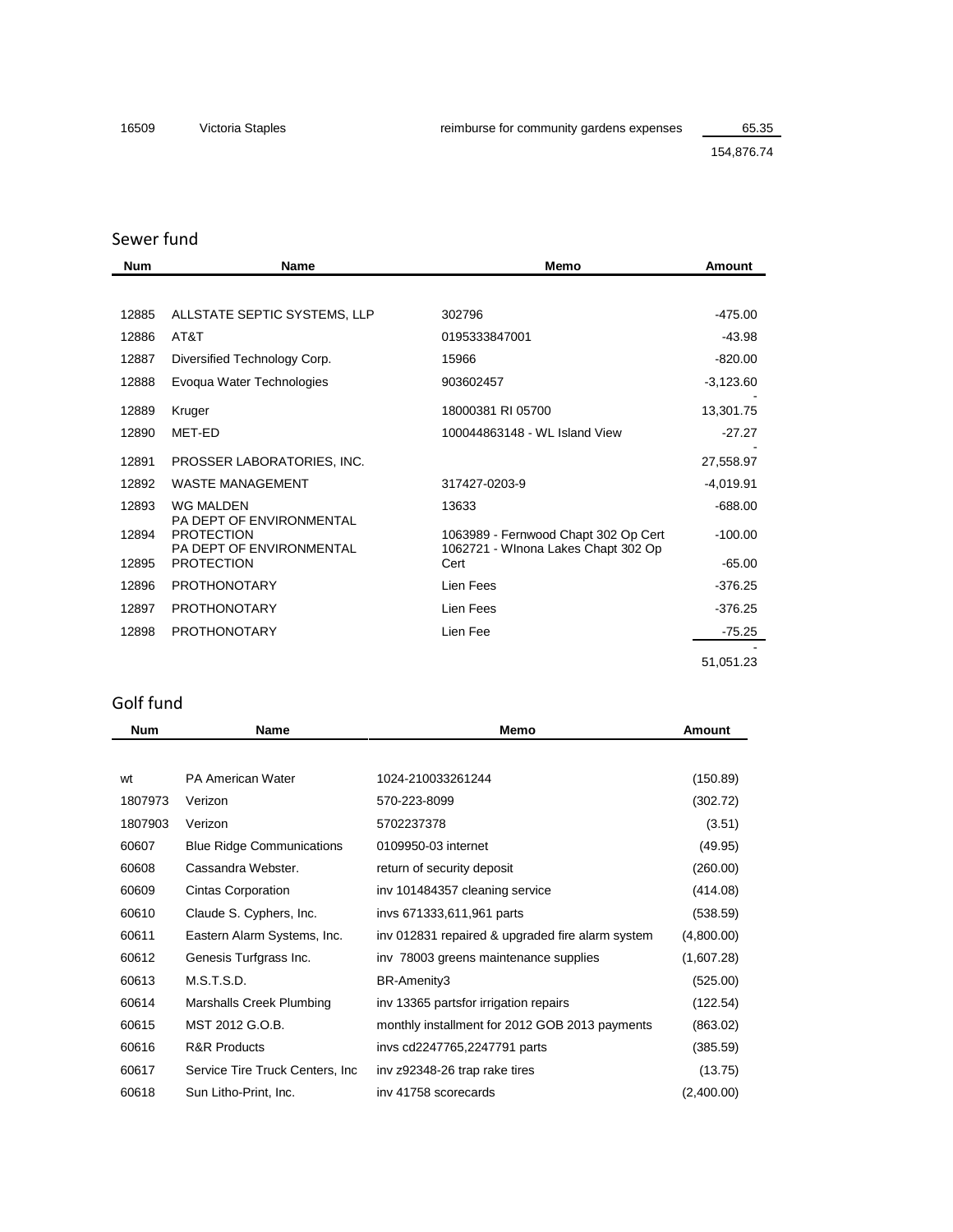| 16509 | Victoria Staples | reimburse for community gardens expenses | 65.35 |
|---|---|---|---|
| | | | 154,876.74 |

## Sewer fund

| Num | Name | Memo | Amount |
|---|---|---|---|
| 12885 | ALLSTATE SEPTIC SYSTEMS, LLP | 302796 | -475.00 |
| 12886 | AT&T | 0195333847001 | -43.98 |
| 12887 | Diversified Technology Corp. | 15966 | -820.00 |
| 12888 | Evoqua Water Technologies | 903602457 | -3,123.60 |
| 12889 | Kruger | 18000381 RI 05700 | -13,301.75 |
| 12890 | MET-ED | 100044863148 - WL Island View | -27.27 |
| 12891 | PROSSER LABORATORIES, INC. | | -27,558.97 |
| 12892 | WASTE MANAGEMENT | 317427-0203-9 | -4,019.91 |
| 12893 | WG MALDEN | 13633 | -688.00 |
| 12894 | PA DEPT OF ENVIRONMENTAL PROTECTION | 1063989 - Fernwood Chapt 302 Op Cert | -100.00 |
| 12895 | PA DEPT OF ENVIRONMENTAL PROTECTION | 1062721 - WInona Lakes Chapt 302 Op Cert | -65.00 |
| 12896 | PROTHONOTARY | Lien Fees | -376.25 |
| 12897 | PROTHONOTARY | Lien Fees | -376.25 |
| 12898 | PROTHONOTARY | Lien Fee | -75.25 |
| | | | -51,051.23 |

## Golf fund

| Num | Name | Memo | Amount |
|---|---|---|---|
| wt | PA American Water | 1024-210033261244 | (150.89) |
| 1807973 | Verizon | 570-223-8099 | (302.72) |
| 1807903 | Verizon | 5702237378 | (3.51) |
| 60607 | Blue Ridge Communications | 0109950-03 internet | (49.95) |
| 60608 | Cassandra Webster. | return of security deposit | (260.00) |
| 60609 | Cintas Corporation | inv 101484357 cleaning service | (414.08) |
| 60610 | Claude S. Cyphers, Inc. | invs 671333,611,961 parts | (538.59) |
| 60611 | Eastern Alarm Systems, Inc. | inv 012831 repaired & upgraded fire alarm system | (4,800.00) |
| 60612 | Genesis Turfgrass Inc. | inv 78003 greens maintenance supplies | (1,607.28) |
| 60613 | M.S.T.S.D. | BR-Amenity3 | (525.00) |
| 60614 | Marshalls Creek Plumbing | inv 13365 partsfor irrigation repairs | (122.54) |
| 60615 | MST 2012 G.O.B. | monthly installment for 2012 GOB 2013 payments | (863.02) |
| 60616 | R&R Products | invs cd2247765,2247791 parts | (385.59) |
| 60617 | Service Tire Truck Centers, Inc | inv z92348-26 trap rake tires | (13.75) |
| 60618 | Sun Litho-Print, Inc. | inv 41758 scorecards | (2,400.00) |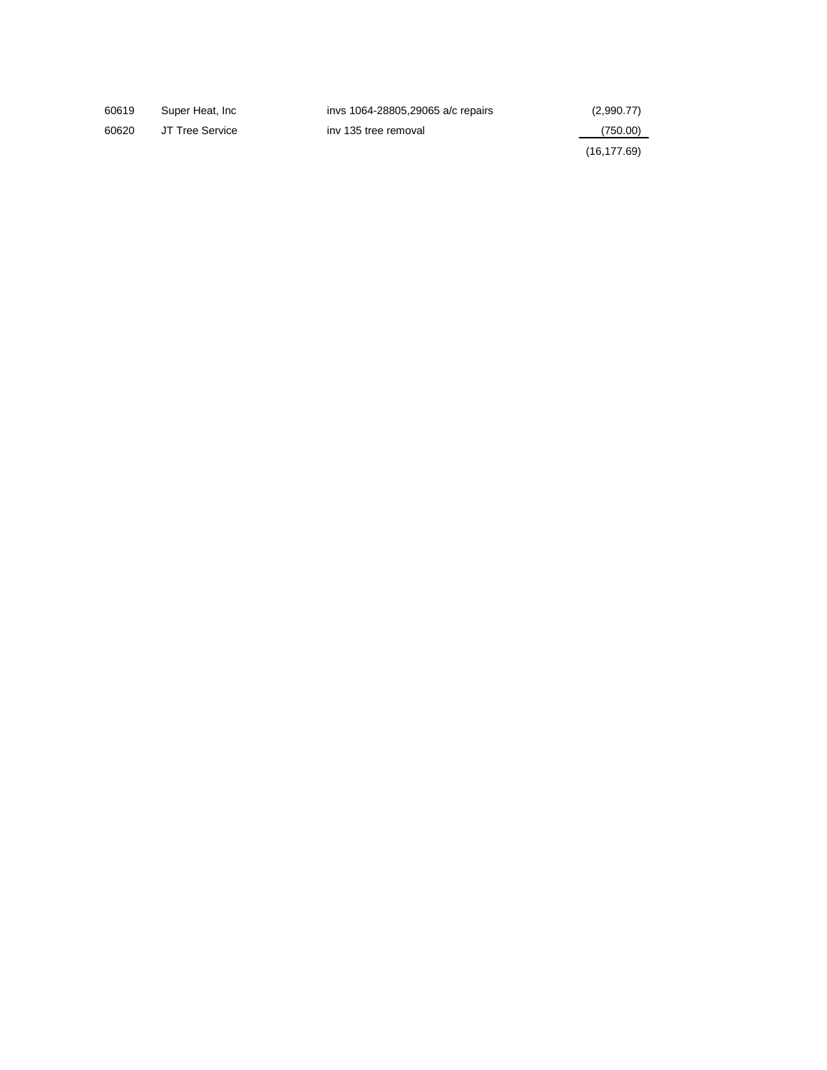| | | | |
|---|---|---|---|
| 60619 | Super Heat, Inc | invs 1064-28805,29065 a/c repairs | (2,990.77) |
| 60620 | JT Tree Service | inv 135 tree removal | (750.00) |
| | | | (16,177.69) |